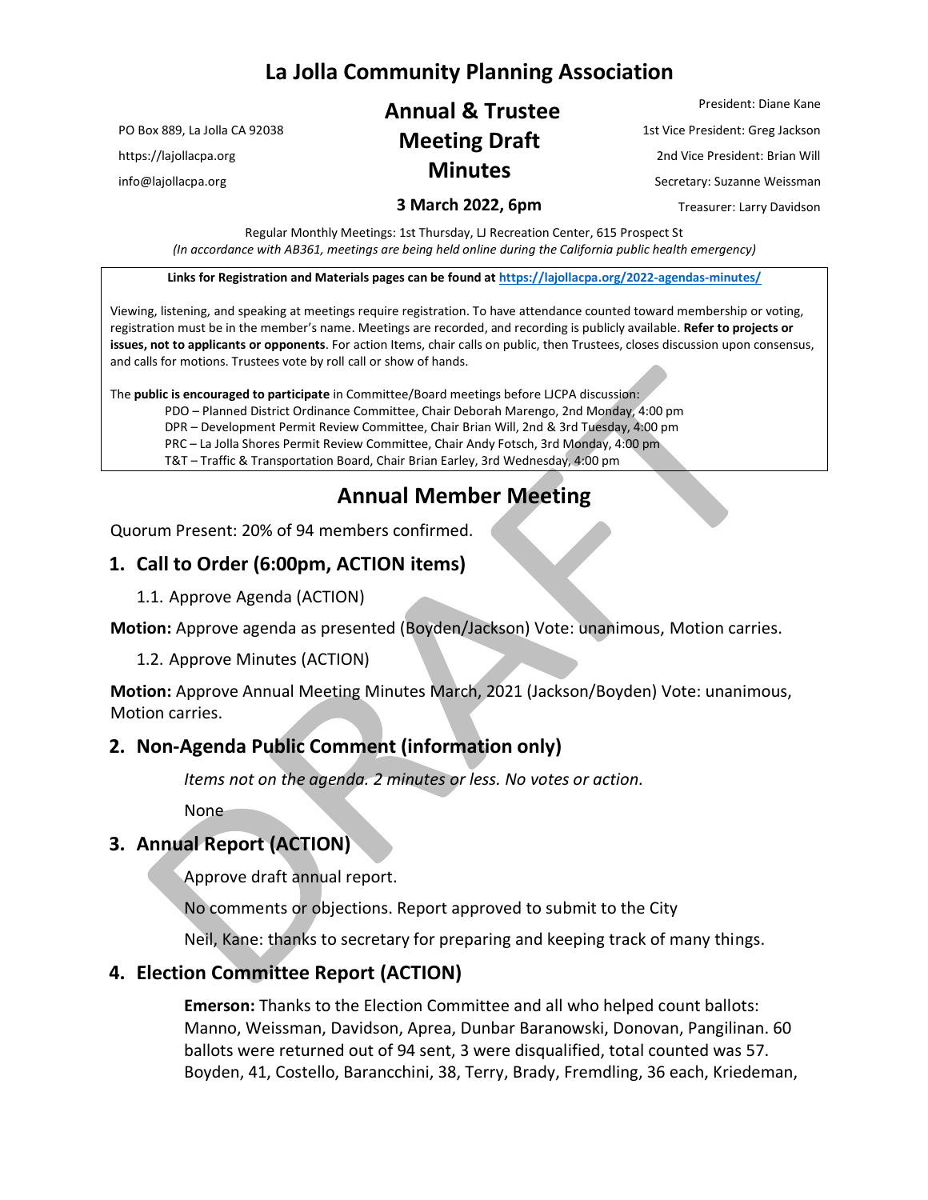# La Jolla Community Planning Association

PO Box 889, La Jolla CA 92038

https://lajollacpa.org

info@lajollacpa.org

## Annual & Trustee Meeting Draft Minutes

**3 March 2022, 6pm**

President: Diane Kane

1st Vice President: Greg Jackson

2nd Vice President: Brian Will

Secretary: Suzanne Weissman

Treasurer: Larry Davidson

Regular Monthly Meetings: 1st Thursday, LJ Recreation Center, 615 Prospect St
*(In accordance with AB361, meetings are being held online during the California public health emergency)*

**Links for Registration and Materials pages can be found at https://lajollacpa.org/2022-agendas-minutes/**

Viewing, listening, and speaking at meetings require registration. To have attendance counted toward membership or voting, registration must be in the member's name. Meetings are recorded, and recording is publicly available. **Refer to projects or issues, not to applicants or opponents**. For action Items, chair calls on public, then Trustees, closes discussion upon consensus, and calls for motions. Trustees vote by roll call or show of hands.

The **public is encouraged to participate** in Committee/Board meetings before LJCPA discussion:

- PDO – Planned District Ordinance Committee, Chair Deborah Marengo, 2nd Monday, 4:00 pm
- DPR – Development Permit Review Committee, Chair Brian Will, 2nd & 3rd Tuesday, 4:00 pm
- PRC – La Jolla Shores Permit Review Committee, Chair Andy Fotsch, 3rd Monday, 4:00 pm
- T&T – Traffic & Transportation Board, Chair Brian Earley, 3rd Wednesday, 4:00 pm

## Annual Member Meeting

Quorum Present: 20% of 94 members confirmed.

### 1. Call to Order (6:00pm, ACTION items)

1.1. Approve Agenda (ACTION)

**Motion:** Approve agenda as presented (Boyden/Jackson) Vote: unanimous, Motion carries.

1.2. Approve Minutes (ACTION)

**Motion:** Approve Annual Meeting Minutes March, 2021 (Jackson/Boyden) Vote: unanimous, Motion carries.

### 2. Non-Agenda Public Comment (information only)

*Items not on the agenda. 2 minutes or less. No votes or action.*

None

### 3. Annual Report (ACTION)

Approve draft annual report.

No comments or objections. Report approved to submit to the City

Neil, Kane: thanks to secretary for preparing and keeping track of many things.

### 4. Election Committee Report (ACTION)

**Emerson:** Thanks to the Election Committee and all who helped count ballots: Manno, Weissman, Davidson, Aprea, Dunbar Baranowski, Donovan, Pangilinan. 60 ballots were returned out of 94 sent, 3 were disqualified, total counted was 57. Boyden, 41, Costello, Barancchini, 38, Terry, Brady, Fremdling, 36 each, Kriedeman,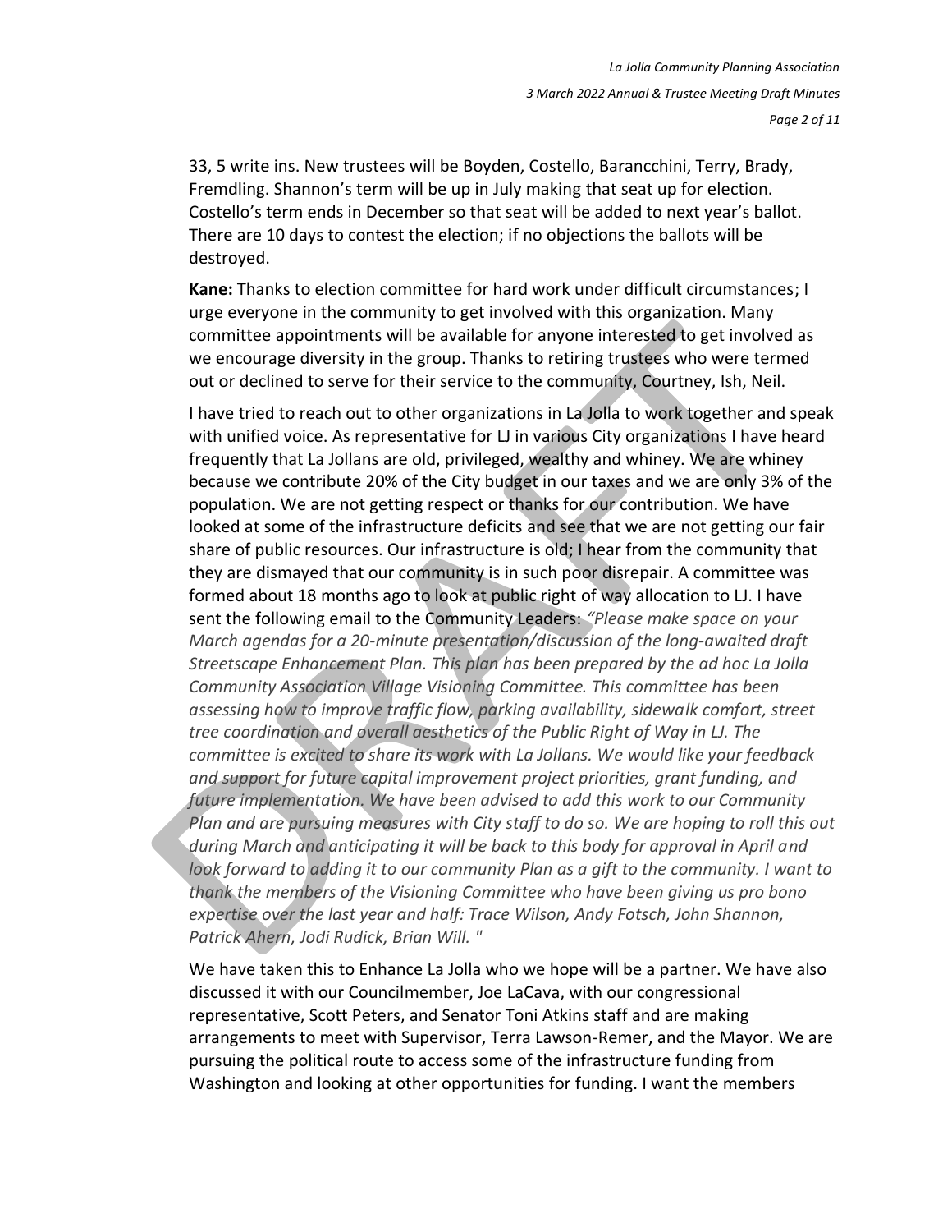33, 5 write ins. New trustees will be Boyden, Costello, Barancchini, Terry, Brady, Fremdling. Shannon's term will be up in July making that seat up for election. Costello's term ends in December so that seat will be added to next year's ballot. There are 10 days to contest the election; if no objections the ballots will be destroyed.

**Kane:** Thanks to election committee for hard work under difficult circumstances; I urge everyone in the community to get involved with this organization. Many committee appointments will be available for anyone interested to get involved as we encourage diversity in the group. Thanks to retiring trustees who were termed out or declined to serve for their service to the community, Courtney, Ish, Neil.

I have tried to reach out to other organizations in La Jolla to work together and speak with unified voice. As representative for LJ in various City organizations I have heard frequently that La Jollans are old, privileged, wealthy and whiney. We are whiney because we contribute 20% of the City budget in our taxes and we are only 3% of the population. We are not getting respect or thanks for our contribution. We have looked at some of the infrastructure deficits and see that we are not getting our fair share of public resources. Our infrastructure is old; I hear from the community that they are dismayed that our community is in such poor disrepair. A committee was formed about 18 months ago to look at public right of way allocation to LJ. I have sent the following email to the Community Leaders: *"Please make space on your March agendas for a 20-minute presentation/discussion of the long-awaited draft Streetscape Enhancement Plan. This plan has been prepared by the ad hoc La Jolla Community Association Village Visioning Committee. This committee has been assessing how to improve traffic flow, parking availability, sidewalk comfort, street tree coordination and overall aesthetics of the Public Right of Way in LJ. The committee is excited to share its work with La Jollans. We would like your feedback and support for future capital improvement project priorities, grant funding, and future implementation. We have been advised to add this work to our Community Plan and are pursuing measures with City staff to do so. We are hoping to roll this out during March and anticipating it will be back to this body for approval in April and look forward to adding it to our community Plan as a gift to the community. I want to thank the members of the Visioning Committee who have been giving us pro bono expertise over the last year and half: Trace Wilson, Andy Fotsch, John Shannon, Patrick Ahern, Jodi Rudick, Brian Will. "*

We have taken this to Enhance La Jolla who we hope will be a partner. We have also discussed it with our Councilmember, Joe LaCava, with our congressional representative, Scott Peters, and Senator Toni Atkins staff and are making arrangements to meet with Supervisor, Terra Lawson-Remer, and the Mayor. We are pursuing the political route to access some of the infrastructure funding from Washington and looking at other opportunities for funding. I want the members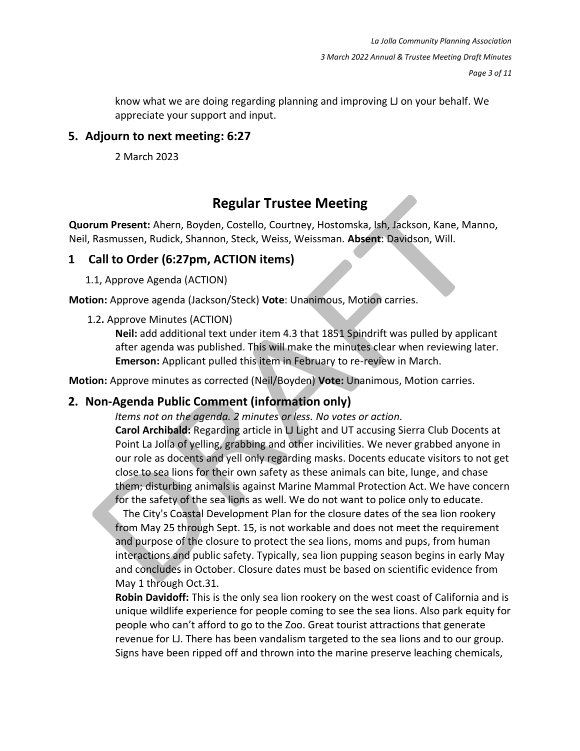know what we are doing regarding planning and improving LJ on your behalf. We appreciate your support and input.

## 5. Adjourn to next meeting: 6:27

2 March 2023

# Regular Trustee Meeting

**Quorum Present:** Ahern, Boyden, Costello, Courtney, Hostomska, Ish, Jackson, Kane, Manno, Neil, Rasmussen, Rudick, Shannon, Steck, Weiss, Weissman. **Absent**: Davidson, Will.

## 1 Call to Order (6:27pm, ACTION items)

1.1, Approve Agenda (ACTION)

**Motion:** Approve agenda (Jackson/Steck) **Vote**: Unanimous, Motion carries.

1.2**.** Approve Minutes (ACTION)

**Neil:** add additional text under item 4.3 that 1851 Spindrift was pulled by applicant after agenda was published. This will make the minutes clear when reviewing later.
**Emerson:** Applicant pulled this item in February to re-review in March.

**Motion:** Approve minutes as corrected (Neil/Boyden) **Vote:** Unanimous, Motion carries.

## 2. Non-Agenda Public Comment (information only)

*Items not on the agenda. 2 minutes or less. No votes or action.*

**Carol Archibald:** Regarding article in LJ Light and UT accusing Sierra Club Docents at Point La Jolla of yelling, grabbing and other incivilities. We never grabbed anyone in our role as docents and yell only regarding masks. Docents educate visitors to not get close to sea lions for their own safety as these animals can bite, lunge, and chase them; disturbing animals is against Marine Mammal Protection Act. We have concern for the safety of the sea lions as well. We do not want to police only to educate.

The City's Coastal Development Plan for the closure dates of the sea lion rookery from May 25 through Sept. 15, is not workable and does not meet the requirement and purpose of the closure to protect the sea lions, moms and pups, from human interactions and public safety. Typically, sea lion pupping season begins in early May and concludes in October. Closure dates must be based on scientific evidence from May 1 through Oct.31.

**Robin Davidoff:** This is the only sea lion rookery on the west coast of California and is unique wildlife experience for people coming to see the sea lions. Also park equity for people who can't afford to go to the Zoo. Great tourist attractions that generate revenue for LJ. There has been vandalism targeted to the sea lions and to our group. Signs have been ripped off and thrown into the marine preserve leaching chemicals,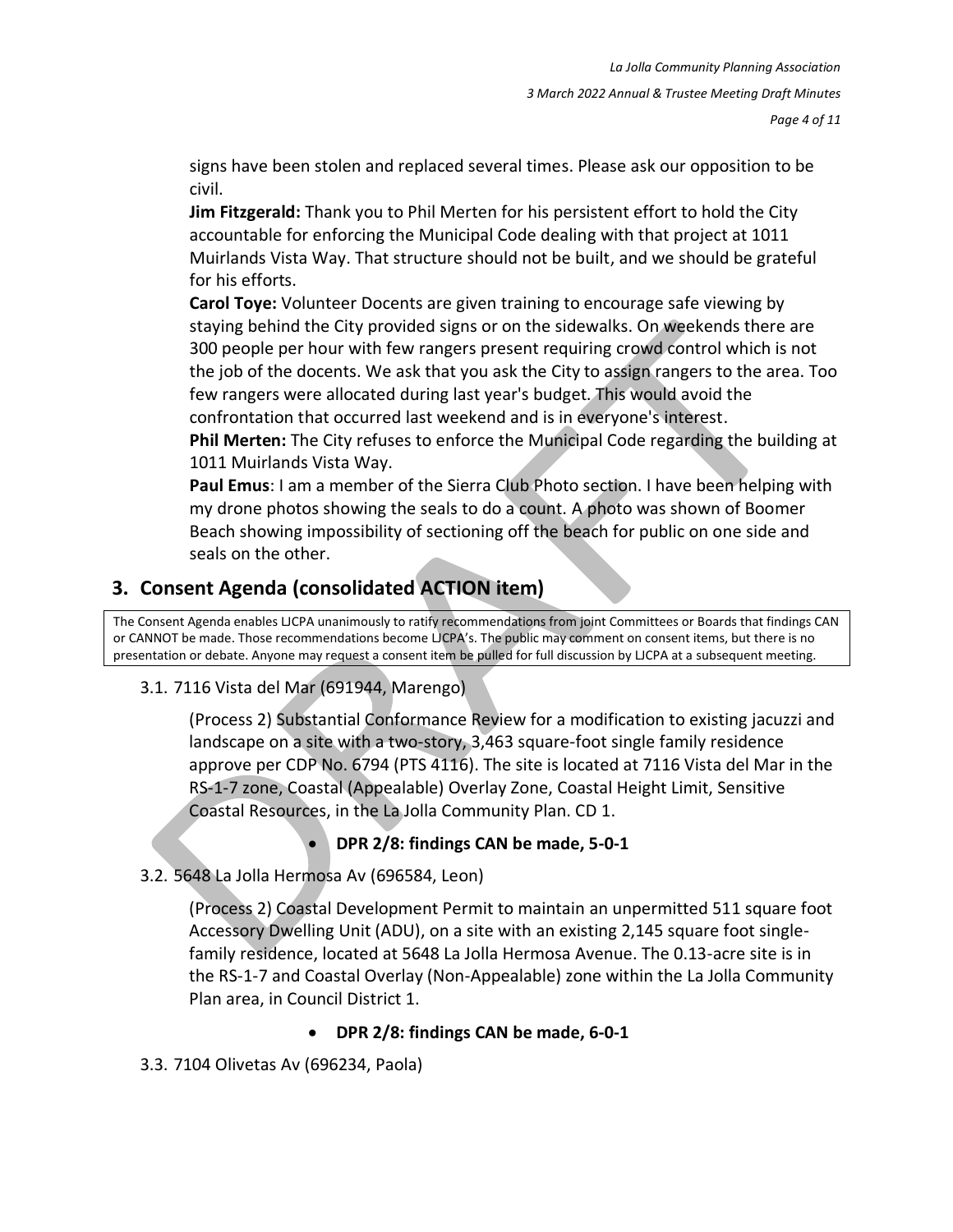signs have been stolen and replaced several times. Please ask our opposition to be civil.

**Jim Fitzgerald:** Thank you to Phil Merten for his persistent effort to hold the City accountable for enforcing the Municipal Code dealing with that project at 1011 Muirlands Vista Way. That structure should not be built, and we should be grateful for his efforts.

**Carol Toye:** Volunteer Docents are given training to encourage safe viewing by staying behind the City provided signs or on the sidewalks. On weekends there are 300 people per hour with few rangers present requiring crowd control which is not the job of the docents. We ask that you ask the City to assign rangers to the area. Too few rangers were allocated during last year's budget. This would avoid the confrontation that occurred last weekend and is in everyone's interest.

**Phil Merten:** The City refuses to enforce the Municipal Code regarding the building at 1011 Muirlands Vista Way.

**Paul Emus**: I am a member of the Sierra Club Photo section. I have been helping with my drone photos showing the seals to do a count. A photo was shown of Boomer Beach showing impossibility of sectioning off the beach for public on one side and seals on the other.

## 3. Consent Agenda (consolidated ACTION item)

The Consent Agenda enables LJCPA unanimously to ratify recommendations from joint Committees or Boards that findings CAN or CANNOT be made. Those recommendations become LJCPA's. The public may comment on consent items, but there is no presentation or debate. Anyone may request a consent item be pulled for full discussion by LJCPA at a subsequent meeting.

3.1. 7116 Vista del Mar (691944, Marengo)

(Process 2) Substantial Conformance Review for a modification to existing jacuzzi and landscape on a site with a two-story, 3,463 square-foot single family residence approve per CDP No. 6794 (PTS 4116). The site is located at 7116 Vista del Mar in the RS-1-7 zone, Coastal (Appealable) Overlay Zone, Coastal Height Limit, Sensitive Coastal Resources, in the La Jolla Community Plan. CD 1.

- **DPR 2/8: findings CAN be made, 5-0-1**

3.2. 5648 La Jolla Hermosa Av (696584, Leon)

(Process 2) Coastal Development Permit to maintain an unpermitted 511 square foot Accessory Dwelling Unit (ADU), on a site with an existing 2,145 square foot single-family residence, located at 5648 La Jolla Hermosa Avenue. The 0.13-acre site is in the RS-1-7 and Coastal Overlay (Non-Appealable) zone within the La Jolla Community Plan area, in Council District 1.

- **DPR 2/8: findings CAN be made, 6-0-1**

3.3. 7104 Olivetas Av (696234, Paola)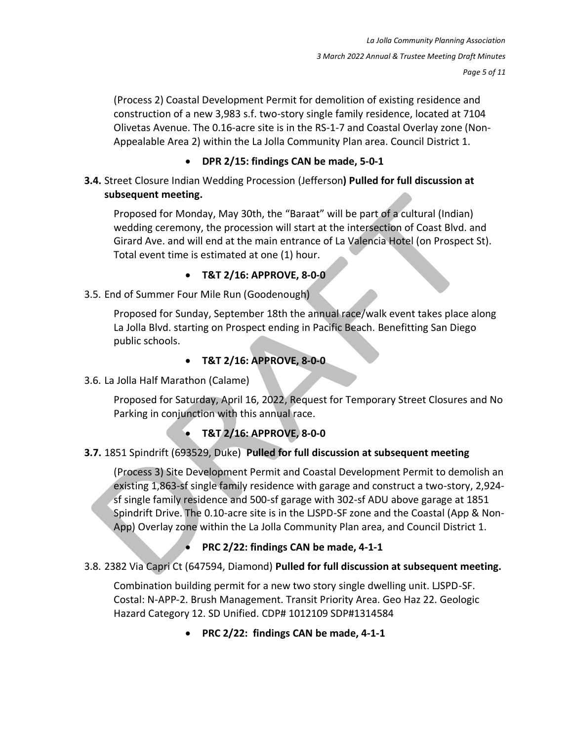(Process 2) Coastal Development Permit for demolition of existing residence and construction of a new 3,983 s.f. two-story single family residence, located at 7104 Olivetas Avenue. The 0.16-acre site is in the RS-1-7 and Coastal Overlay zone (Non-Appealable Area 2) within the La Jolla Community Plan area. Council District 1.

- **DPR 2/15: findings CAN be made, 5-0-1**

**3.4.** Street Closure Indian Wedding Procession (Jefferson**) Pulled for full discussion at subsequent meeting.**

Proposed for Monday, May 30th, the "Baraat" will be part of a cultural (Indian) wedding ceremony, the procession will start at the intersection of Coast Blvd. and Girard Ave. and will end at the main entrance of La Valencia Hotel (on Prospect St). Total event time is estimated at one (1) hour.

- **T&T 2/16: APPROVE, 8-0-0**

3.5. End of Summer Four Mile Run (Goodenough)

Proposed for Sunday, September 18th the annual race/walk event takes place along La Jolla Blvd. starting on Prospect ending in Pacific Beach. Benefitting San Diego public schools.

- **T&T 2/16: APPROVE, 8-0-0**

3.6. La Jolla Half Marathon (Calame)

Proposed for Saturday, April 16, 2022, Request for Temporary Street Closures and No Parking in conjunction with this annual race.

- **T&T 2/16: APPROVE, 8-0-0**

**3.7.** 1851 Spindrift (693529, Duke) **Pulled for full discussion at subsequent meeting**

(Process 3) Site Development Permit and Coastal Development Permit to demolish an existing 1,863-sf single family residence with garage and construct a two-story, 2,924-sf single family residence and 500-sf garage with 302-sf ADU above garage at 1851 Spindrift Drive. The 0.10-acre site is in the LJSPD-SF zone and the Coastal (App & Non-App) Overlay zone within the La Jolla Community Plan area, and Council District 1.

- **PRC 2/22: findings CAN be made, 4-1-1**

3.8. 2382 Via Capri Ct (647594, Diamond) **Pulled for full discussion at subsequent meeting.**

Combination building permit for a new two story single dwelling unit. LJSPD-SF. Costal: N-APP-2. Brush Management. Transit Priority Area. Geo Haz 22. Geologic Hazard Category 12. SD Unified. CDP# 1012109 SDP#1314584

- **PRC 2/22: findings CAN be made, 4-1-1**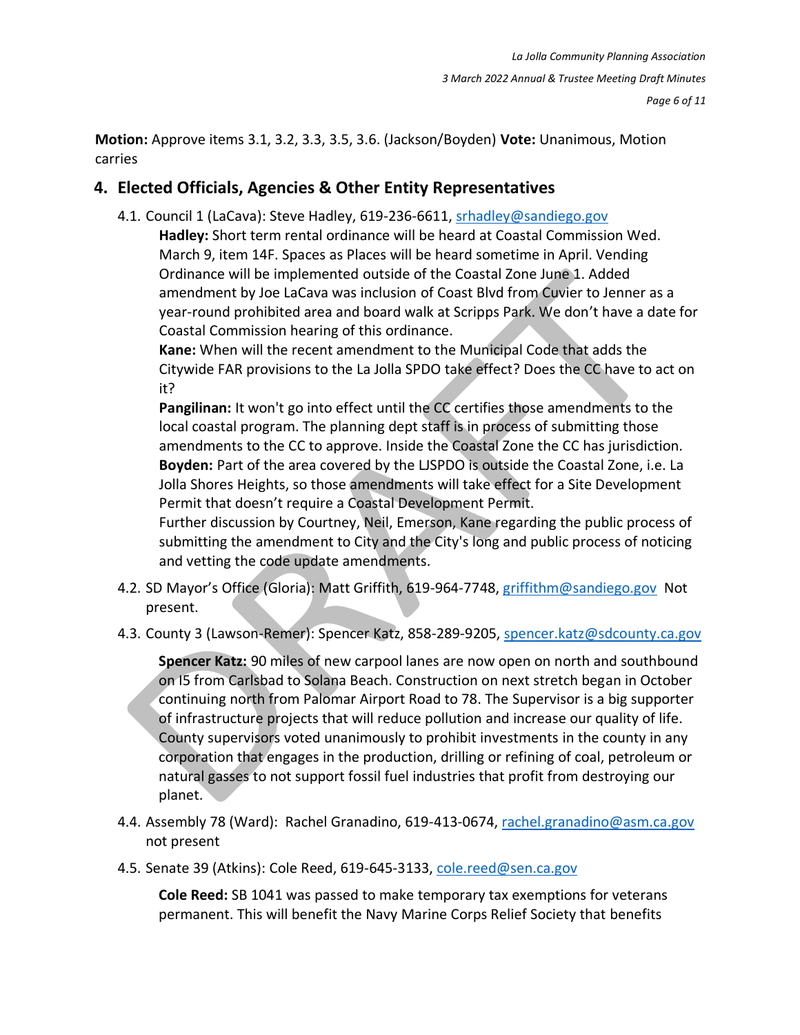**Motion:** Approve items 3.1, 3.2, 3.3, 3.5, 3.6. (Jackson/Boyden) **Vote:** Unanimous, Motion carries

## 4. Elected Officials, Agencies & Other Entity Representatives

4.1. Council 1 (LaCava): Steve Hadley, 619-236-6611, srhadley@sandiego.gov

**Hadley:** Short term rental ordinance will be heard at Coastal Commission Wed. March 9, item 14F. Spaces as Places will be heard sometime in April. Vending Ordinance will be implemented outside of the Coastal Zone June 1. Added amendment by Joe LaCava was inclusion of Coast Blvd from Cuvier to Jenner as a year-round prohibited area and board walk at Scripps Park. We don't have a date for Coastal Commission hearing of this ordinance.

**Kane:** When will the recent amendment to the Municipal Code that adds the Citywide FAR provisions to the La Jolla SPDO take effect? Does the CC have to act on it?

**Pangilinan:** It won't go into effect until the CC certifies those amendments to the local coastal program. The planning dept staff is in process of submitting those amendments to the CC to approve. Inside the Coastal Zone the CC has jurisdiction.

**Boyden:** Part of the area covered by the LJSPDO is outside the Coastal Zone, i.e. La Jolla Shores Heights, so those amendments will take effect for a Site Development Permit that doesn't require a Coastal Development Permit.

Further discussion by Courtney, Neil, Emerson, Kane regarding the public process of submitting the amendment to City and the City's long and public process of noticing and vetting the code update amendments.

4.2. SD Mayor's Office (Gloria): Matt Griffith, 619-964-7748, griffithm@sandiego.gov Not present.

4.3. County 3 (Lawson-Remer): Spencer Katz, 858-289-9205, spencer.katz@sdcounty.ca.gov

**Spencer Katz:** 90 miles of new carpool lanes are now open on north and southbound on I5 from Carlsbad to Solana Beach. Construction on next stretch began in October continuing north from Palomar Airport Road to 78. The Supervisor is a big supporter of infrastructure projects that will reduce pollution and increase our quality of life. County supervisors voted unanimously to prohibit investments in the county in any corporation that engages in the production, drilling or refining of coal, petroleum or natural gasses to not support fossil fuel industries that profit from destroying our planet.

4.4. Assembly 78 (Ward): Rachel Granadino, 619-413-0674, rachel.granadino@asm.ca.gov not present

4.5. Senate 39 (Atkins): Cole Reed, 619-645-3133, cole.reed@sen.ca.gov

**Cole Reed:** SB 1041 was passed to make temporary tax exemptions for veterans permanent. This will benefit the Navy Marine Corps Relief Society that benefits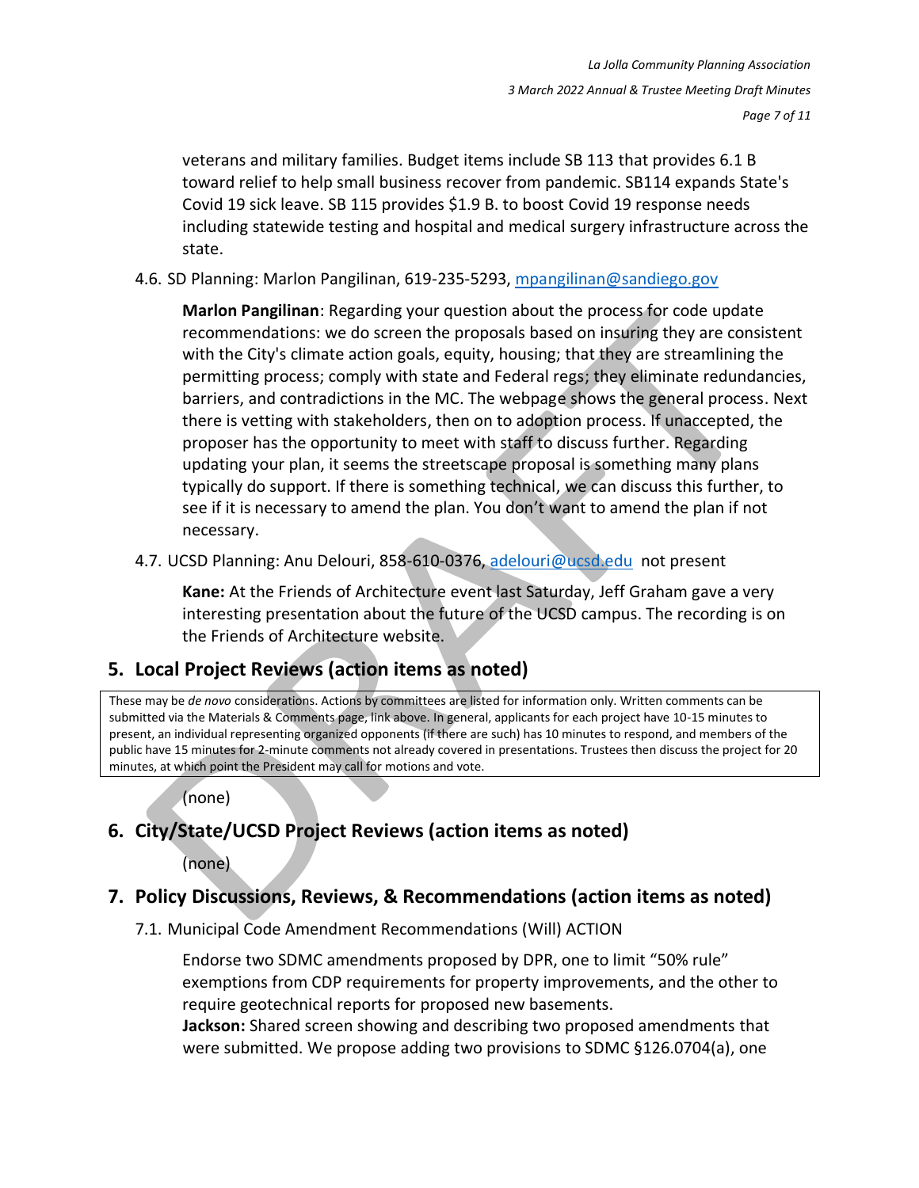veterans and military families. Budget items include SB 113 that provides 6.1 B toward relief to help small business recover from pandemic. SB114 expands State's Covid 19 sick leave. SB 115 provides $1.9 B. to boost Covid 19 response needs including statewide testing and hospital and medical surgery infrastructure across the state.

4.6. SD Planning: Marlon Pangilinan, 619-235-5293, mpangilinan@sandiego.gov

**Marlon Pangilinan**: Regarding your question about the process for code update recommendations: we do screen the proposals based on insuring they are consistent with the City's climate action goals, equity, housing; that they are streamlining the permitting process; comply with state and Federal regs; they eliminate redundancies, barriers, and contradictions in the MC. The webpage shows the general process. Next there is vetting with stakeholders, then on to adoption process. If unaccepted, the proposer has the opportunity to meet with staff to discuss further. Regarding updating your plan, it seems the streetscape proposal is something many plans typically do support. If there is something technical, we can discuss this further, to see if it is necessary to amend the plan. You don't want to amend the plan if not necessary.

4.7. UCSD Planning: Anu Delouri, 858-610-0376, adelouri@ucsd.edu not present

**Kane:** At the Friends of Architecture event last Saturday, Jeff Graham gave a very interesting presentation about the future of the UCSD campus. The recording is on the Friends of Architecture website.

## 5. Local Project Reviews (action items as noted)

These may be *de novo* considerations. Actions by committees are listed for information only. Written comments can be submitted via the Materials & Comments page, link above. In general, applicants for each project have 10-15 minutes to present, an individual representing organized opponents (if there are such) has 10 minutes to respond, and members of the public have 15 minutes for 2-minute comments not already covered in presentations. Trustees then discuss the project for 20 minutes, at which point the President may call for motions and vote.

(none)

## 6. City/State/UCSD Project Reviews (action items as noted)

(none)

## 7. Policy Discussions, Reviews, & Recommendations (action items as noted)

7.1. Municipal Code Amendment Recommendations (Will) ACTION

Endorse two SDMC amendments proposed by DPR, one to limit "50% rule" exemptions from CDP requirements for property improvements, and the other to require geotechnical reports for proposed new basements.
**Jackson:** Shared screen showing and describing two proposed amendments that were submitted. We propose adding two provisions to SDMC §126.0704(a), one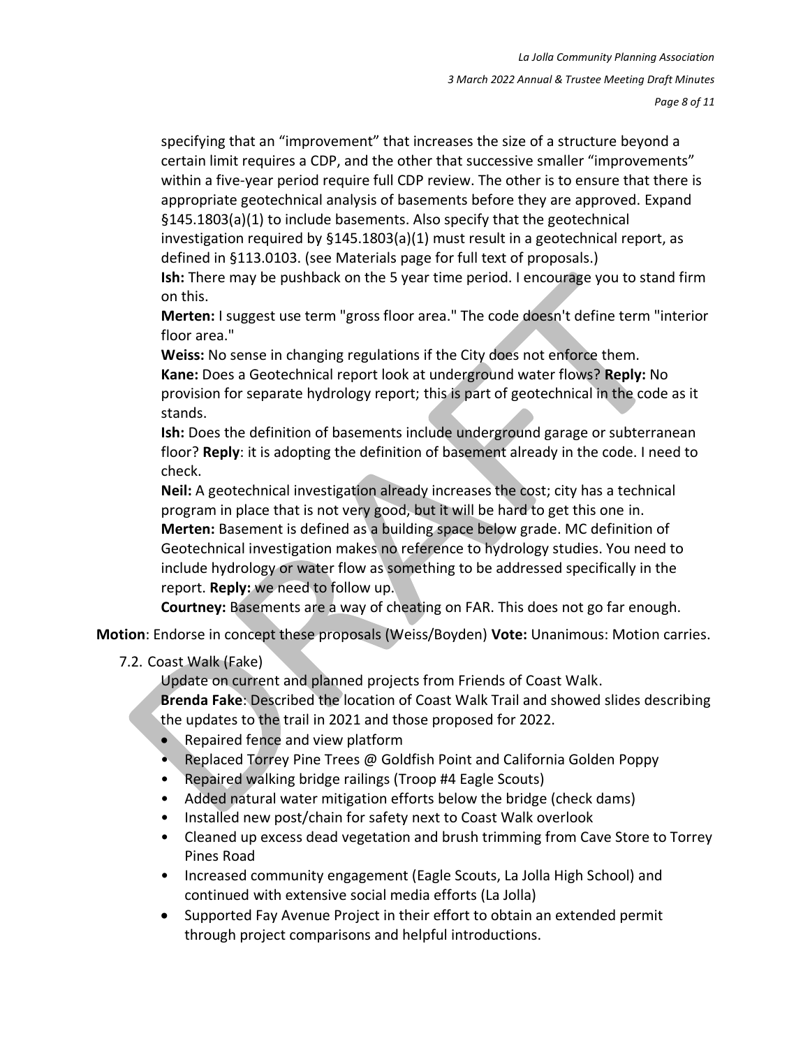specifying that an "improvement" that increases the size of a structure beyond a certain limit requires a CDP, and the other that successive smaller "improvements" within a five-year period require full CDP review. The other is to ensure that there is appropriate geotechnical analysis of basements before they are approved. Expand §145.1803(a)(1) to include basements. Also specify that the geotechnical investigation required by §145.1803(a)(1) must result in a geotechnical report, as defined in §113.0103. (see Materials page for full text of proposals.)

**Ish:** There may be pushback on the 5 year time period. I encourage you to stand firm on this.

**Merten:** I suggest use term "gross floor area." The code doesn't define term "interior floor area."

**Weiss:** No sense in changing regulations if the City does not enforce them.

**Kane:** Does a Geotechnical report look at underground water flows? **Reply:** No provision for separate hydrology report; this is part of geotechnical in the code as it stands.

**Ish:** Does the definition of basements include underground garage or subterranean floor? **Reply**: it is adopting the definition of basement already in the code. I need to check.

**Neil:** A geotechnical investigation already increases the cost; city has a technical program in place that is not very good, but it will be hard to get this one in.

**Merten:** Basement is defined as a building space below grade. MC definition of Geotechnical investigation makes no reference to hydrology studies. You need to include hydrology or water flow as something to be addressed specifically in the report. **Reply:** we need to follow up.

**Courtney:** Basements are a way of cheating on FAR. This does not go far enough.

**Motion**: Endorse in concept these proposals (Weiss/Boyden) **Vote:** Unanimous: Motion carries.

7.2. Coast Walk (Fake)

Update on current and planned projects from Friends of Coast Walk.

**Brenda Fake**: Described the location of Coast Walk Trail and showed slides describing the updates to the trail in 2021 and those proposed for 2022.

- Repaired fence and view platform
- Replaced Torrey Pine Trees @ Goldfish Point and California Golden Poppy
- Repaired walking bridge railings (Troop #4 Eagle Scouts)
- Added natural water mitigation efforts below the bridge (check dams)
- Installed new post/chain for safety next to Coast Walk overlook
- Cleaned up excess dead vegetation and brush trimming from Cave Store to Torrey Pines Road
- Increased community engagement (Eagle Scouts, La Jolla High School) and continued with extensive social media efforts (La Jolla)
- Supported Fay Avenue Project in their effort to obtain an extended permit through project comparisons and helpful introductions.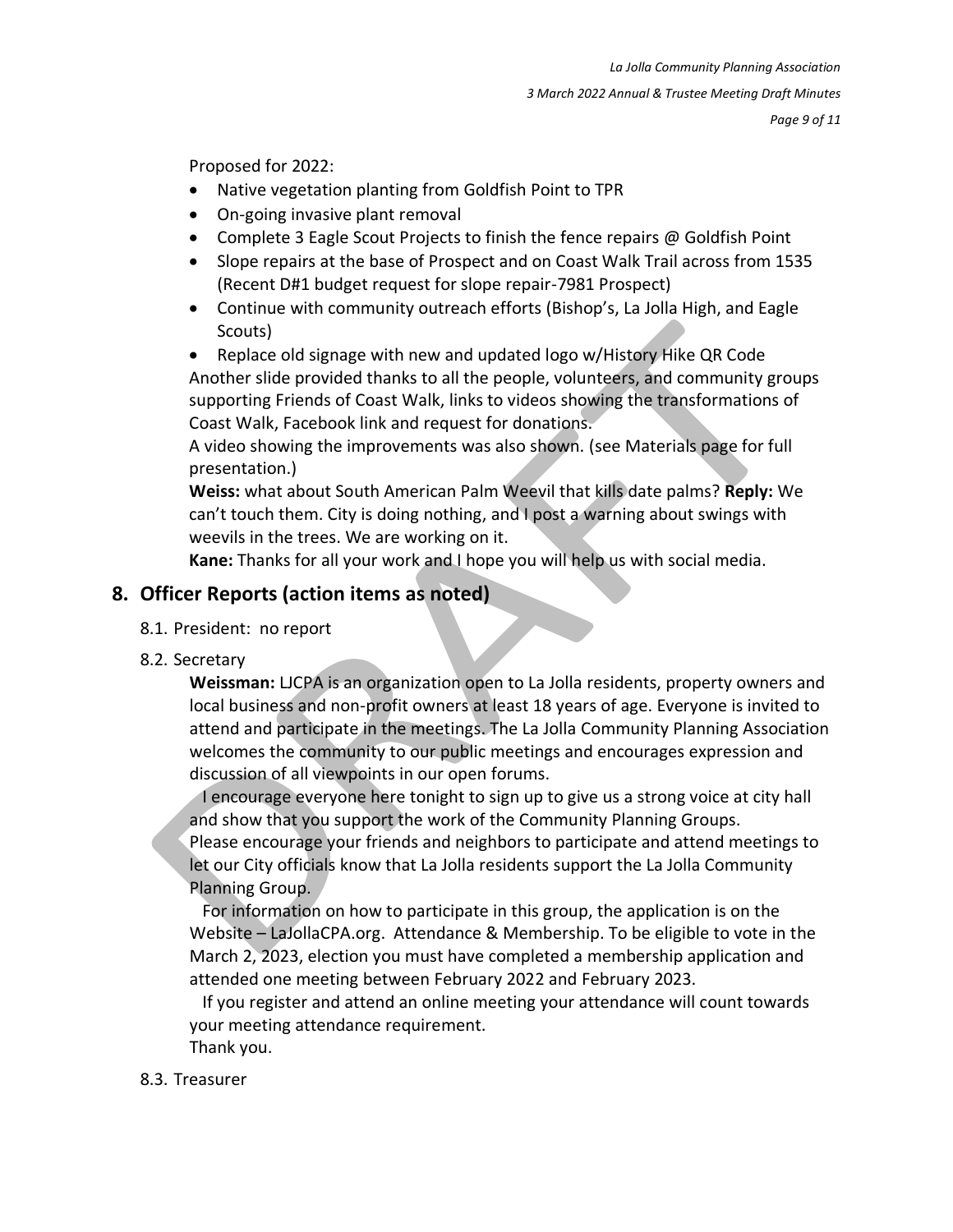Proposed for 2022:

- Native vegetation planting from Goldfish Point to TPR
- On-going invasive plant removal
- Complete 3 Eagle Scout Projects to finish the fence repairs @ Goldfish Point
- Slope repairs at the base of Prospect and on Coast Walk Trail across from 1535 (Recent D#1 budget request for slope repair-7981 Prospect)
- Continue with community outreach efforts (Bishop's, La Jolla High, and Eagle Scouts)
- Replace old signage with new and updated logo w/History Hike QR Code

Another slide provided thanks to all the people, volunteers, and community groups supporting Friends of Coast Walk, links to videos showing the transformations of Coast Walk, Facebook link and request for donations.

A video showing the improvements was also shown. (see Materials page for full presentation.)

**Weiss:** what about South American Palm Weevil that kills date palms? **Reply:** We can't touch them. City is doing nothing, and I post a warning about swings with weevils in the trees. We are working on it.

**Kane:** Thanks for all your work and I hope you will help us with social media.

## 8. Officer Reports (action items as noted)

8.1. President: no report

8.2. Secretary

**Weissman:** LJCPA is an organization open to La Jolla residents, property owners and local business and non-profit owners at least 18 years of age. Everyone is invited to attend and participate in the meetings. The La Jolla Community Planning Association welcomes the community to our public meetings and encourages expression and discussion of all viewpoints in our open forums.

I encourage everyone here tonight to sign up to give us a strong voice at city hall and show that you support the work of the Community Planning Groups. Please encourage your friends and neighbors to participate and attend meetings to let our City officials know that La Jolla residents support the La Jolla Community Planning Group.

For information on how to participate in this group, the application is on the Website – LaJollaCPA.org. Attendance & Membership. To be eligible to vote in the March 2, 2023, election you must have completed a membership application and attended one meeting between February 2022 and February 2023.

If you register and attend an online meeting your attendance will count towards your meeting attendance requirement.

Thank you.

8.3. Treasurer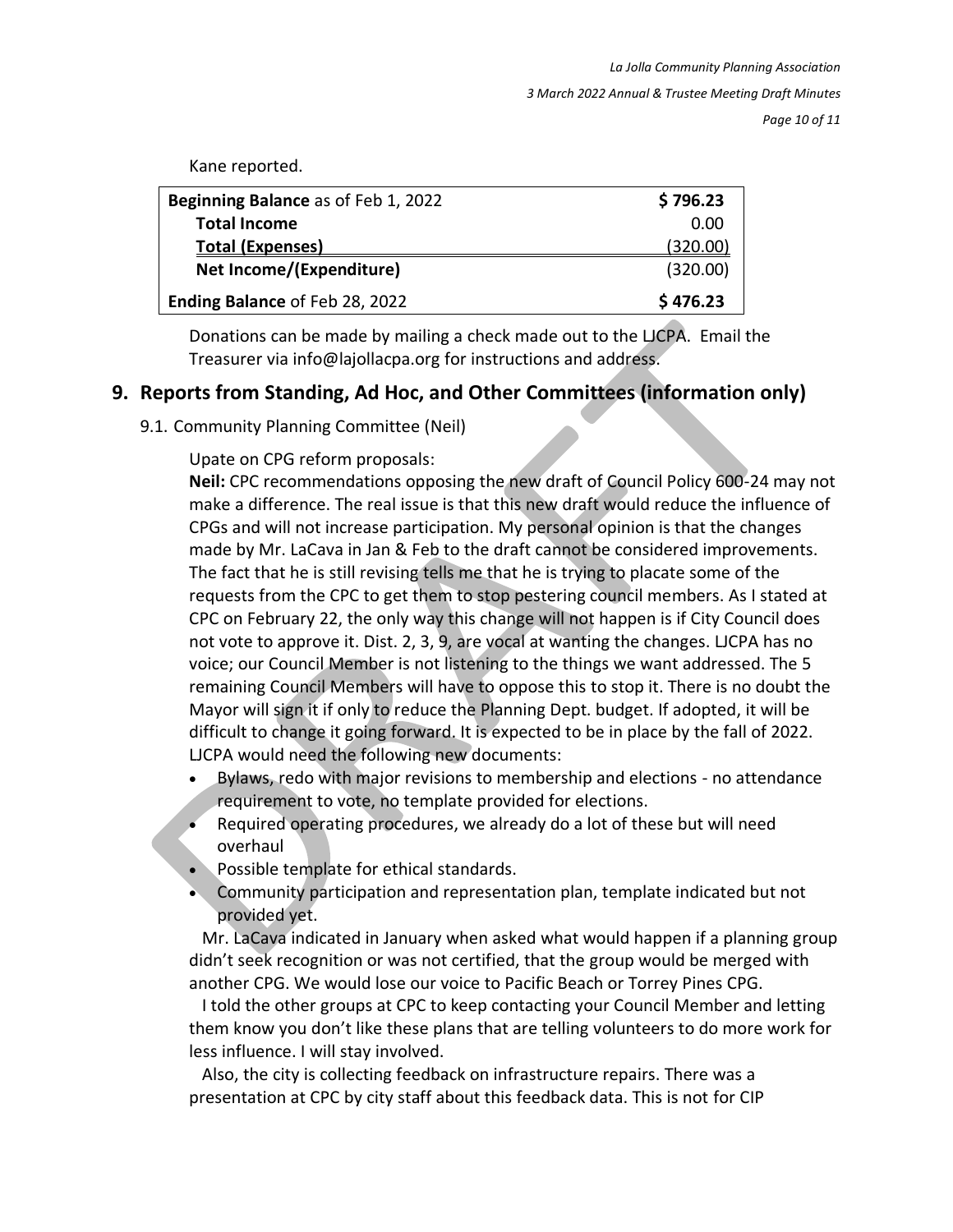Kane reported.

| **Beginning Balance** as of Feb 1, 2022 | **$ 796.23** |
|---|---|
| **Total Income** | 0.00 |
| **Total (Expenses)** | (320.00) |
| **Net Income/(Expenditure)** | (320.00) |
| **Ending Balance** of Feb 28, 2022 | **$ 476.23** |

Donations can be made by mailing a check made out to the LJCPA. Email the Treasurer via info@lajollacpa.org for instructions and address.

## 9. Reports from Standing, Ad Hoc, and Other Committees (information only)

9.1. Community Planning Committee (Neil)

Upate on CPG reform proposals:

**Neil:** CPC recommendations opposing the new draft of Council Policy 600-24 may not make a difference. The real issue is that this new draft would reduce the influence of CPGs and will not increase participation. My personal opinion is that the changes made by Mr. LaCava in Jan & Feb to the draft cannot be considered improvements. The fact that he is still revising tells me that he is trying to placate some of the requests from the CPC to get them to stop pestering council members. As I stated at CPC on February 22, the only way this change will not happen is if City Council does not vote to approve it. Dist. 2, 3, 9, are vocal at wanting the changes. LJCPA has no voice; our Council Member is not listening to the things we want addressed. The 5 remaining Council Members will have to oppose this to stop it. There is no doubt the Mayor will sign it if only to reduce the Planning Dept. budget. If adopted, it will be difficult to change it going forward. It is expected to be in place by the fall of 2022. LJCPA would need the following new documents:

- Bylaws, redo with major revisions to membership and elections - no attendance requirement to vote, no template provided for elections.
- Required operating procedures, we already do a lot of these but will need overhaul
- Possible template for ethical standards.
- Community participation and representation plan, template indicated but not provided yet.

Mr. LaCava indicated in January when asked what would happen if a planning group didn't seek recognition or was not certified, that the group would be merged with another CPG. We would lose our voice to Pacific Beach or Torrey Pines CPG.

I told the other groups at CPC to keep contacting your Council Member and letting them know you don't like these plans that are telling volunteers to do more work for less influence. I will stay involved.

Also, the city is collecting feedback on infrastructure repairs. There was a presentation at CPC by city staff about this feedback data. This is not for CIP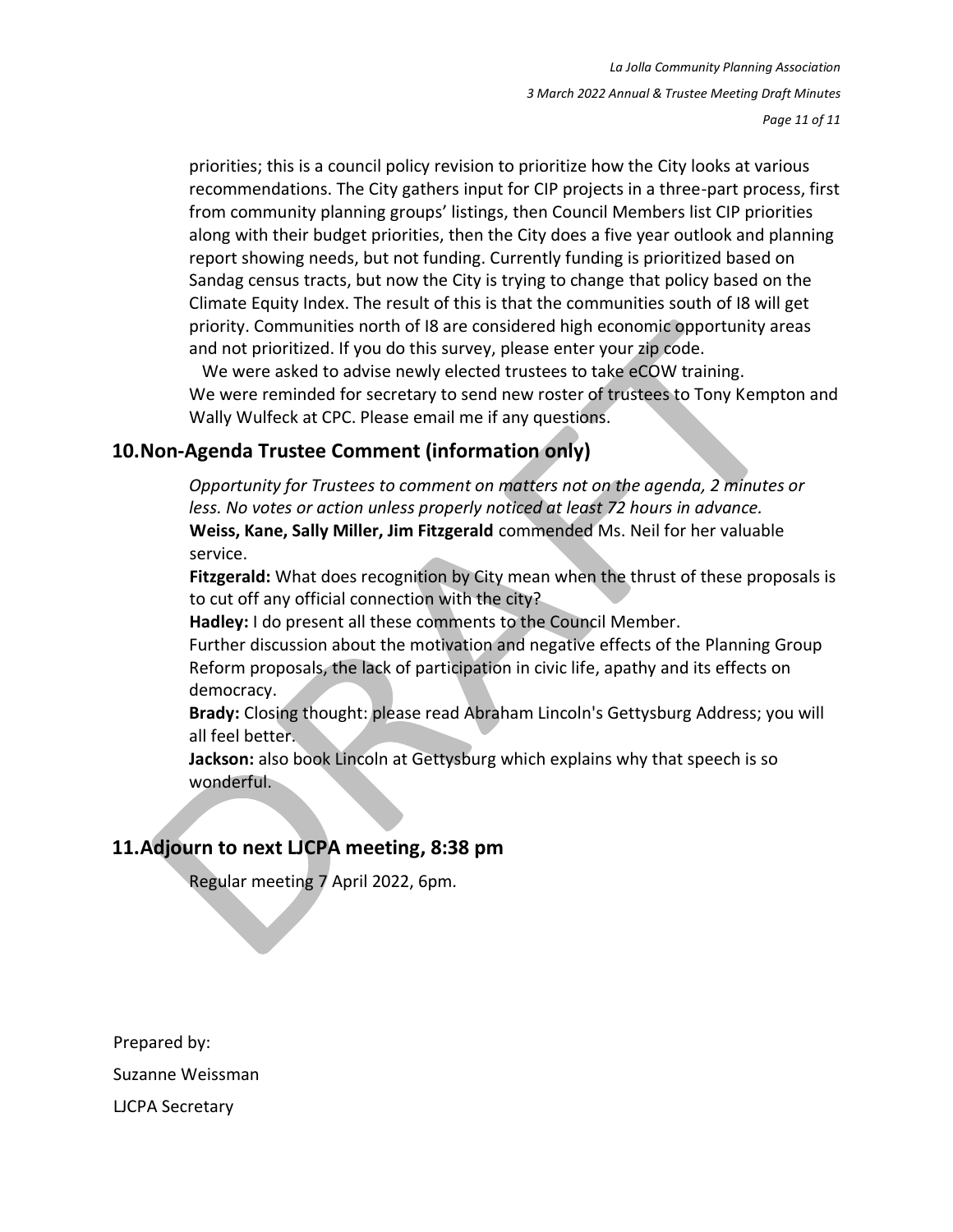priorities; this is a council policy revision to prioritize how the City looks at various recommendations. The City gathers input for CIP projects in a three-part process, first from community planning groups' listings, then Council Members list CIP priorities along with their budget priorities, then the City does a five year outlook and planning report showing needs, but not funding. Currently funding is prioritized based on Sandag census tracts, but now the City is trying to change that policy based on the Climate Equity Index. The result of this is that the communities south of I8 will get priority. Communities north of I8 are considered high economic opportunity areas and not prioritized. If you do this survey, please enter your zip code.

We were asked to advise newly elected trustees to take eCOW training.
We were reminded for secretary to send new roster of trustees to Tony Kempton and Wally Wulfeck at CPC. Please email me if any questions.

## 10.Non-Agenda Trustee Comment (information only)

*Opportunity for Trustees to comment on matters not on the agenda, 2 minutes or less. No votes or action unless properly noticed at least 72 hours in advance.*

**Weiss, Kane, Sally Miller, Jim Fitzgerald** commended Ms. Neil for her valuable service.

**Fitzgerald:** What does recognition by City mean when the thrust of these proposals is to cut off any official connection with the city?

**Hadley:** I do present all these comments to the Council Member.

Further discussion about the motivation and negative effects of the Planning Group Reform proposals, the lack of participation in civic life, apathy and its effects on democracy.

**Brady:** Closing thought: please read Abraham Lincoln's Gettysburg Address; you will all feel better.

**Jackson:** also book Lincoln at Gettysburg which explains why that speech is so wonderful.

## 11.Adjourn to next LJCPA meeting, 8:38 pm

Regular meeting 7 April 2022, 6pm.

Prepared by:

Suzanne Weissman

LJCPA Secretary